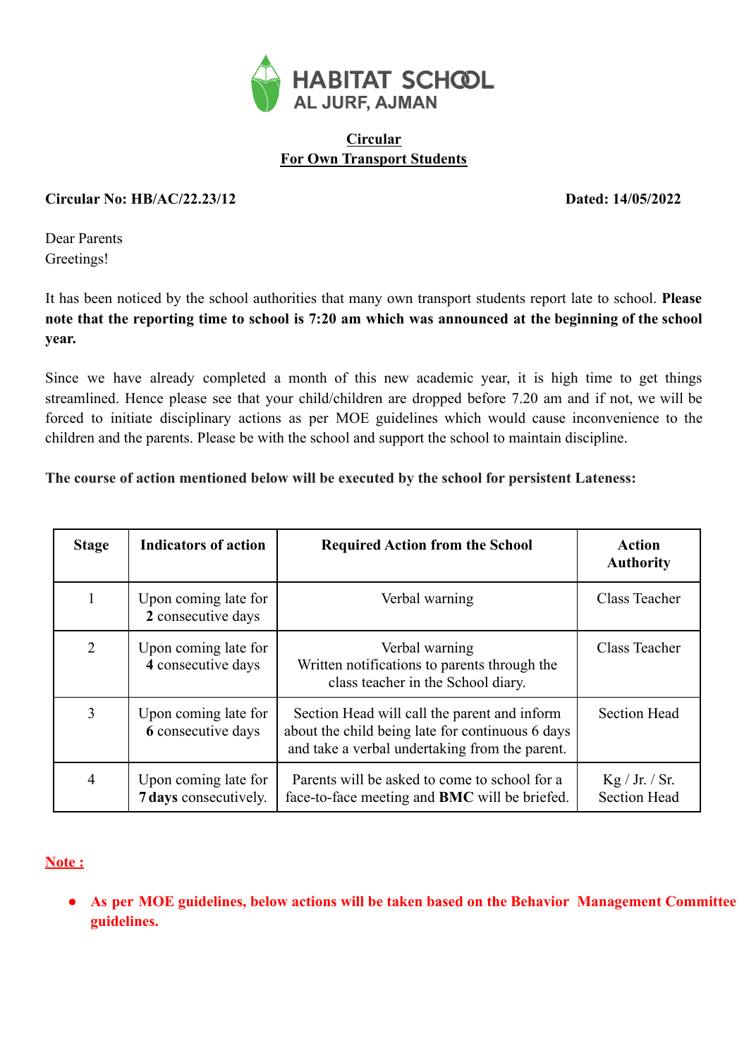# HABITAT SCHOOL
## AL JURF, AJMAN

**Circular**
**For Own Transport Students**

**Circular No: HB/AC/22.23/12** **Dated: 14/05/2022**

Dear Parents
Greetings!

It has been noticed by the school authorities that many own transport students report late to school. **Please note that the reporting time to school is 7:20 am which was announced at the beginning of the school year.**

Since we have already completed a month of this new academic year, it is high time to get things streamlined. Hence please see that your child/children are dropped before 7.20 am and if not, we will be forced to initiate disciplinary actions as per MOE guidelines which would cause inconvenience to the children and the parents. Please be with the school and support the school to maintain discipline.

**The course of action mentioned below will be executed by the school for persistent Lateness:**

| Stage | Indicators of action | Required Action from the School | Action Authority |
|---|---|---|---|
| 1 | Upon coming late for **2** consecutive days | Verbal warning | Class Teacher |
| 2 | Upon coming late for **4** consecutive days | Verbal warning<br>Written notifications to parents through the class teacher in the School diary. | Class Teacher |
| 3 | Upon coming late for **6** consecutive days | Section Head will call the parent and inform about the child being late for continuous 6 days and take a verbal undertaking from the parent. | Section Head |
| 4 | Upon coming late for **7 days** consecutively. | Parents will be asked to come to school for a face-to-face meeting and **BMC** will be briefed. | Kg / Jr. / Sr. Section Head |

**Note :**

- **As per MOE guidelines, below actions will be taken based on the Behavior Management Committee guidelines.**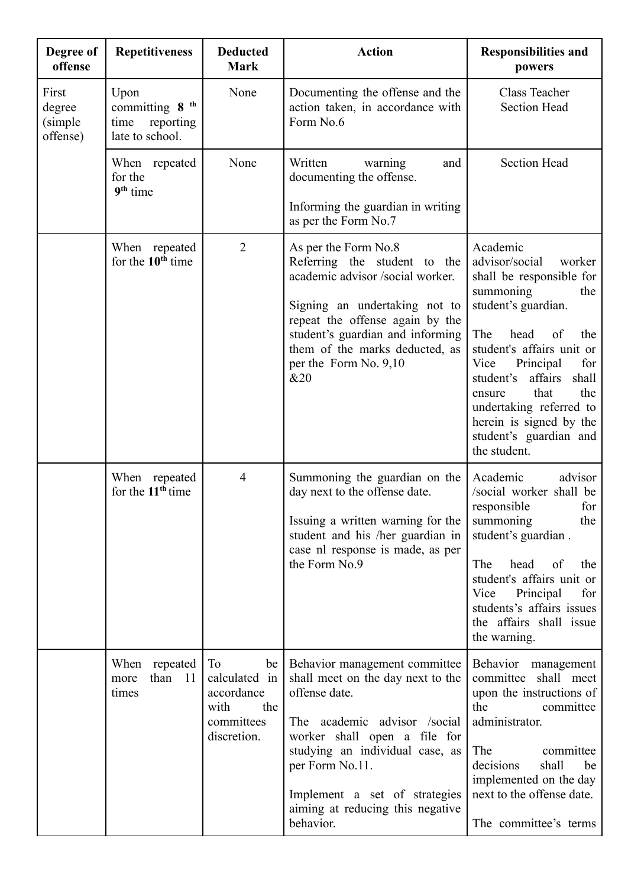| Degree of offense | Repetitiveness | Deducted Mark | Action | Responsibilities and powers |
|---|---|---|---|---|
| First degree (simple offense) | Upon committing **8** th time reporting late to school. | None | Documenting the offense and the action taken, in accordance with Form No.6 | Class Teacher<br>Section Head |
| | When repeated for the **9**th time | None | Written warning and documenting the offense.<br><br>Informing the guardian in writing as per the Form No.7 | Section Head |
| | When repeated for the **10**th time | 2 | As per the Form No.8<br>Referring the student to the academic advisor /social worker.<br><br>Signing an undertaking not to repeat the offense again by the student's guardian and informing them of the marks deducted, as per the Form No. 9,10 &20 | Academic advisor/social worker shall be responsible for summoning the student's guardian.<br><br>The head of the student's affairs unit or Vice Principal for student's affairs shall ensure that the undertaking referred to herein is signed by the student's guardian and the student. |
| | When repeated for the **11**th time | 4 | Summoning the guardian on the day next to the offense date.<br><br>Issuing a written warning for the student and his /her guardian in case nl response is made, as per the Form No.9 | Academic advisor /social worker shall be responsible for summoning the student's guardian .<br><br>The head of the student's affairs unit or Vice Principal for students's affairs issues the affairs shall issue the warning. |
| | When repeated more than 11 times | To be calculated in accordance with the committees discretion. | Behavior management committee shall meet on the day next to the offense date.<br><br>The academic advisor /social worker shall open a file for studying an individual case, as per Form No.11.<br><br>Implement a set of strategies aiming at reducing this negative behavior. | Behavior management committee shall meet upon the instructions of the committee administrator.<br><br>The committee decisions shall be implemented on the day next to the offense date.<br><br>The committee's terms |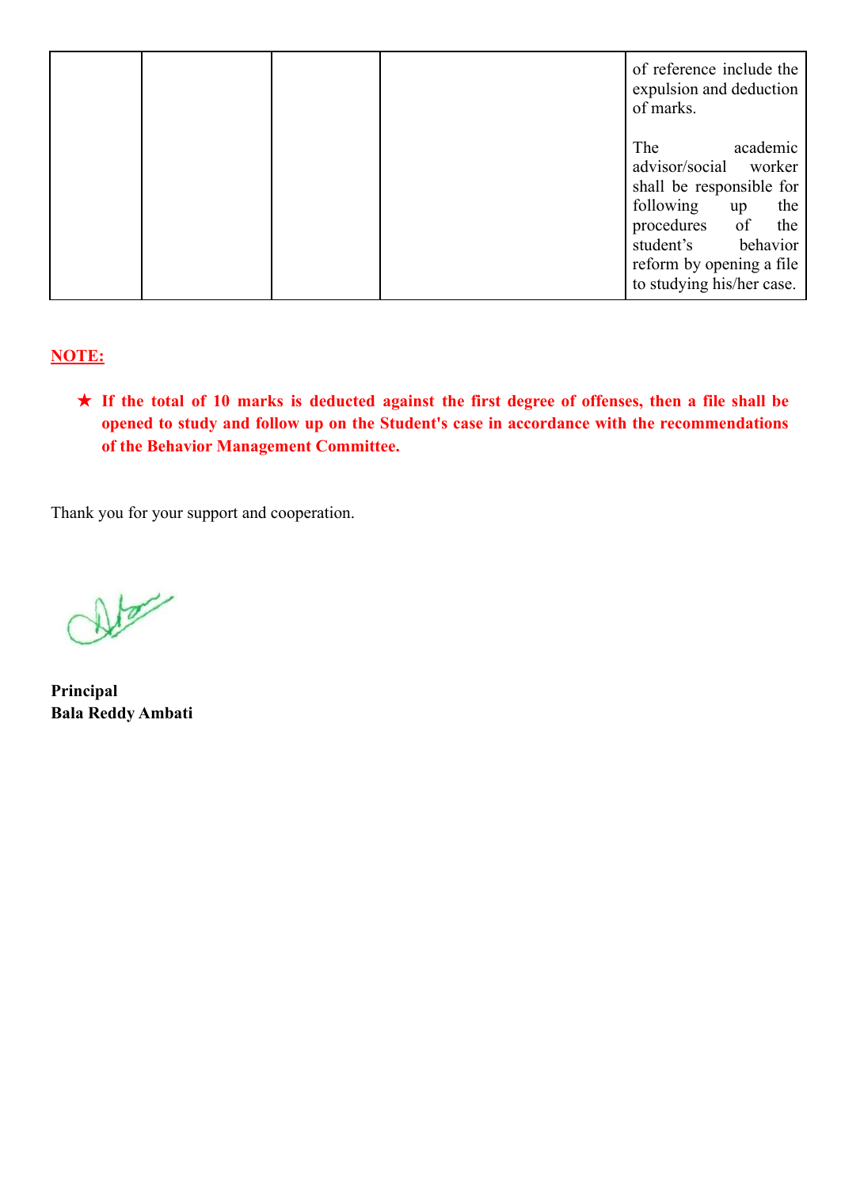| | | | | |
|---|---|---|---|---|
| | | | | of reference include the expulsion and deduction of marks.<br><br>The academic advisor/social worker shall be responsible for following up the procedures of the student's behavior reform by opening a file to studying his/her case. |

**NOTE:**

- ★ **If the total of 10 marks is deducted against the first degree of offenses, then a file shall be opened to study and follow up on the Student's case in accordance with the recommendations of the Behavior Management Committee.**

Thank you for your support and cooperation.

**Principal**
**Bala Reddy Ambati**